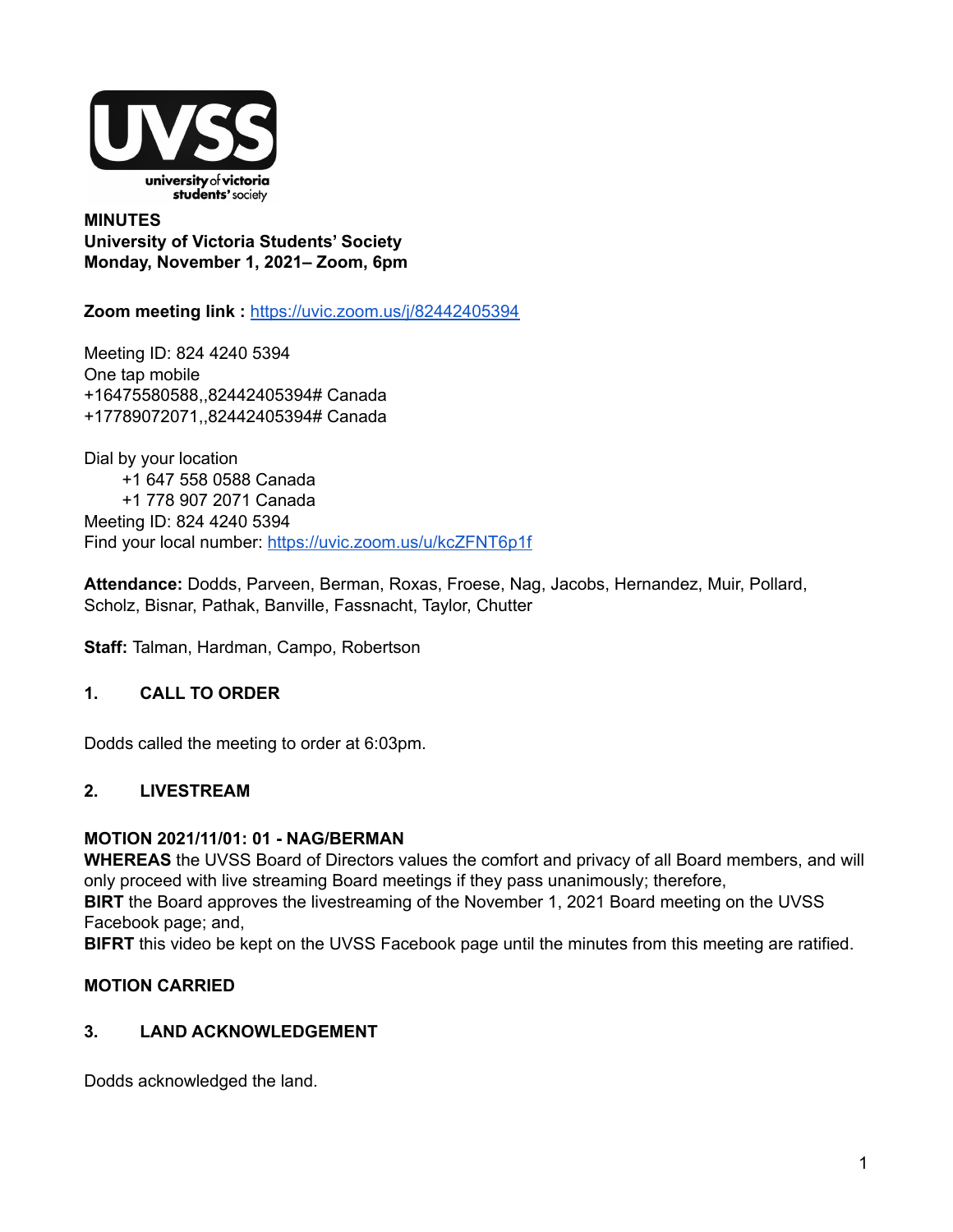**MINUTES**
**University of Victoria Students' Society**
**Monday, November 1, 2021– Zoom, 6pm**

**Zoom meeting link :** https://uvic.zoom.us/j/82442405394

Meeting ID: 824 4240 5394
One tap mobile
+16475580588,,82442405394# Canada
+17789072071,,82442405394# Canada

Dial by your location
+1 647 558 0588 Canada
+1 778 907 2071 Canada
Meeting ID: 824 4240 5394
Find your local number: https://uvic.zoom.us/u/kcZFNT6p1f

**Attendance:** Dodds, Parveen, Berman, Roxas, Froese, Nag, Jacobs, Hernandez, Muir, Pollard, Scholz, Bisnar, Pathak, Banville, Fassnacht, Taylor, Chutter

**Staff:** Talman, Hardman, Campo, Robertson

## 1. CALL TO ORDER

Dodds called the meeting to order at 6:03pm.

## 2. LIVESTREAM

**MOTION 2021/11/01: 01 - NAG/BERMAN**
**WHEREAS** the UVSS Board of Directors values the comfort and privacy of all Board members, and will only proceed with live streaming Board meetings if they pass unanimously; therefore,
**BIRT** the Board approves the livestreaming of the November 1, 2021 Board meeting on the UVSS Facebook page; and,
**BIFRT** this video be kept on the UVSS Facebook page until the minutes from this meeting are ratified.

**MOTION CARRIED**

## 3. LAND ACKNOWLEDGEMENT

Dodds acknowledged the land.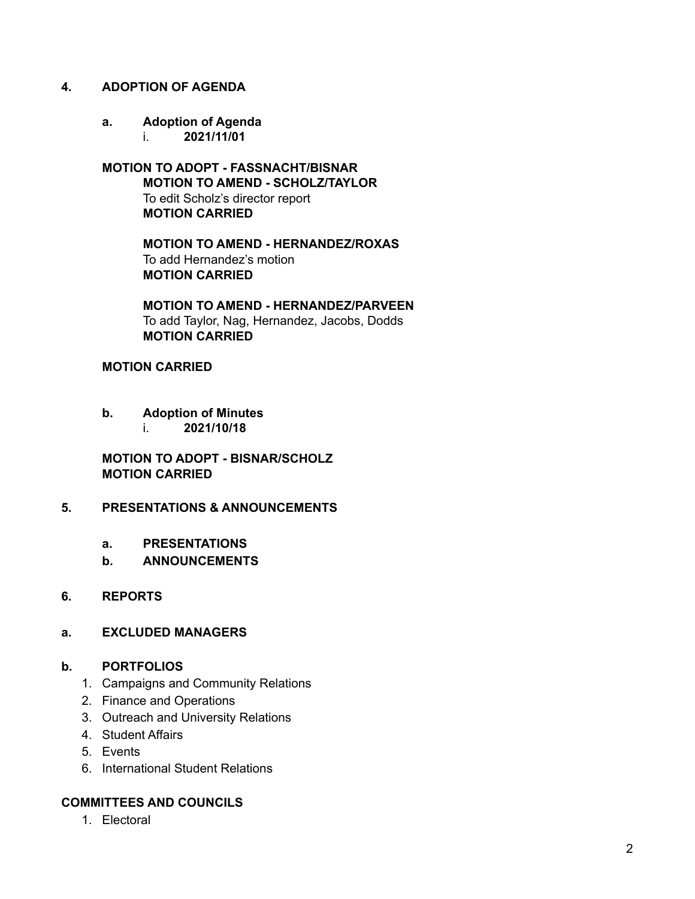## 4. ADOPTION OF AGENDA

### a. Adoption of Agenda

i. **2021/11/01**

**MOTION TO ADOPT - FASSNACHT/BISNAR**

**MOTION TO AMEND - SCHOLZ/TAYLOR**
To edit Scholz's director report
**MOTION CARRIED**

**MOTION TO AMEND - HERNANDEZ/ROXAS**
To add Hernandez's motion
**MOTION CARRIED**

**MOTION TO AMEND - HERNANDEZ/PARVEEN**
To add Taylor, Nag, Hernandez, Jacobs, Dodds
**MOTION CARRIED**

**MOTION CARRIED**

### b. Adoption of Minutes

i. **2021/10/18**

**MOTION TO ADOPT - BISNAR/SCHOLZ**
**MOTION CARRIED**

## 5. PRESENTATIONS & ANNOUNCEMENTS

### a. PRESENTATIONS

### b. ANNOUNCEMENTS

## 6. REPORTS

### a. EXCLUDED MANAGERS

### b. PORTFOLIOS

1. Campaigns and Community Relations
2. Finance and Operations
3. Outreach and University Relations
4. Student Affairs
5. Events
6. International Student Relations

### COMMITTEES AND COUNCILS

1. Electoral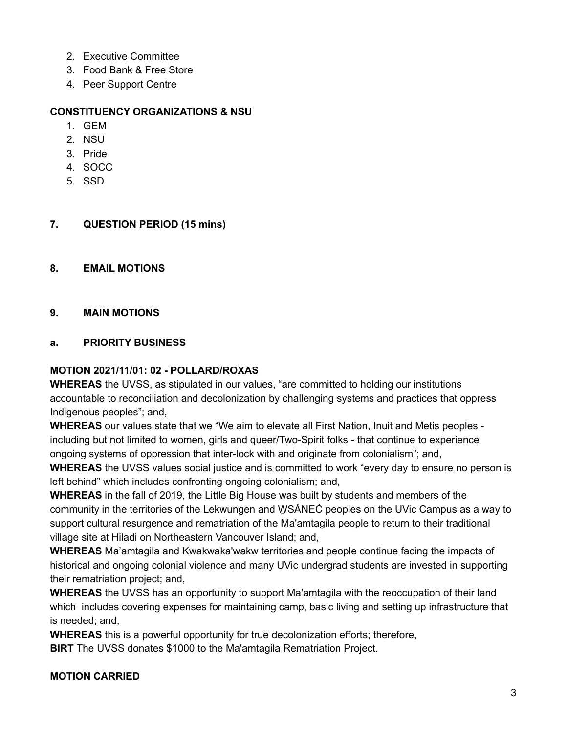2. Executive Committee
3. Food Bank & Free Store
4. Peer Support Centre

**CONSTITUENCY ORGANIZATIONS & NSU**

1. GEM
2. NSU
3. Pride
4. SOCC
5. SSD

## 7. QUESTION PERIOD (15 mins)

## 8. EMAIL MOTIONS

## 9. MAIN MOTIONS

### a. PRIORITY BUSINESS

**MOTION 2021/11/01: 02 - POLLARD/ROXAS**

**WHEREAS** the UVSS, as stipulated in our values, "are committed to holding our institutions accountable to reconciliation and decolonization by challenging systems and practices that oppress Indigenous peoples"; and,

**WHEREAS** our values state that we "We aim to elevate all First Nation, Inuit and Metis peoples - including but not limited to women, girls and queer/Two-Spirit folks - that continue to experience ongoing systems of oppression that inter-lock with and originate from colonialism"; and,

**WHEREAS** the UVSS values social justice and is committed to work "every day to ensure no person is left behind" which includes confronting ongoing colonialism; and,

**WHEREAS** in the fall of 2019, the Little Big House was built by students and members of the community in the territories of the Lekwungen and W̱SÁNEĆ peoples on the UVic Campus as a way to support cultural resurgence and rematriation of the Ma'amtagila people to return to their traditional village site at Hiladi on Northeastern Vancouver Island; and,

**WHEREAS** Ma'amtagila and Kwakwaka'wakw territories and people continue facing the impacts of historical and ongoing colonial violence and many UVic undergrad students are invested in supporting their rematriation project; and,

**WHEREAS** the UVSS has an opportunity to support Ma'amtagila with the reoccupation of their land which includes covering expenses for maintaining camp, basic living and setting up infrastructure that is needed; and,

**WHEREAS** this is a powerful opportunity for true decolonization efforts; therefore,

**BIRT** The UVSS donates $1000 to the Ma'amtagila Rematriation Project.

**MOTION CARRIED**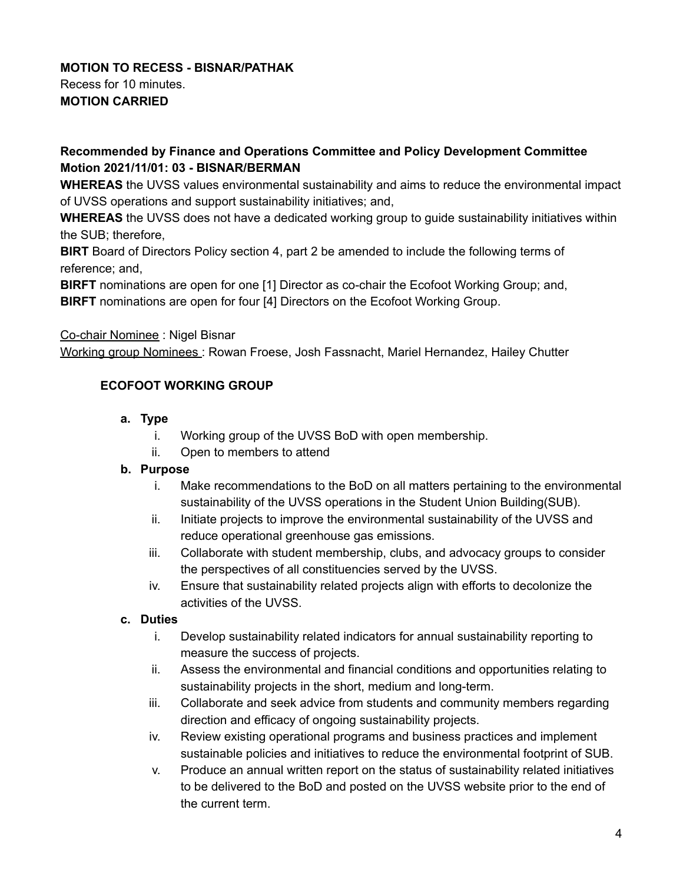**MOTION TO RECESS - BISNAR/PATHAK**
Recess for 10 minutes.
**MOTION CARRIED**

**Recommended by Finance and Operations Committee and Policy Development Committee**
**Motion 2021/11/01: 03 - BISNAR/BERMAN**

**WHEREAS** the UVSS values environmental sustainability and aims to reduce the environmental impact of UVSS operations and support sustainability initiatives; and,
**WHEREAS** the UVSS does not have a dedicated working group to guide sustainability initiatives within the SUB; therefore,
**BIRT** Board of Directors Policy section 4, part 2 be amended to include the following terms of reference; and,
**BIRFT** nominations are open for one [1] Director as co-chair the Ecofoot Working Group; and,
**BIRFT** nominations are open for four [4] Directors on the Ecofoot Working Group.

<u>Co-chair Nominee</u> : Nigel Bisnar
<u>Working group Nominees</u> : Rowan Froese, Josh Fassnacht, Mariel Hernandez, Hailey Chutter

**ECOFOOT WORKING GROUP**

a. **Type**
   i. Working group of the UVSS BoD with open membership.
   ii. Open to members to attend
b. **Purpose**
   i. Make recommendations to the BoD on all matters pertaining to the environmental sustainability of the UVSS operations in the Student Union Building(SUB).
   ii. Initiate projects to improve the environmental sustainability of the UVSS and reduce operational greenhouse gas emissions.
   iii. Collaborate with student membership, clubs, and advocacy groups to consider the perspectives of all constituencies served by the UVSS.
   iv. Ensure that sustainability related projects align with efforts to decolonize the activities of the UVSS.
c. **Duties**
   i. Develop sustainability related indicators for annual sustainability reporting to measure the success of projects.
   ii. Assess the environmental and financial conditions and opportunities relating to sustainability projects in the short, medium and long-term.
   iii. Collaborate and seek advice from students and community members regarding direction and efficacy of ongoing sustainability projects.
   iv. Review existing operational programs and business practices and implement sustainable policies and initiatives to reduce the environmental footprint of SUB.
   v. Produce an annual written report on the status of sustainability related initiatives to be delivered to the BoD and posted on the UVSS website prior to the end of the current term.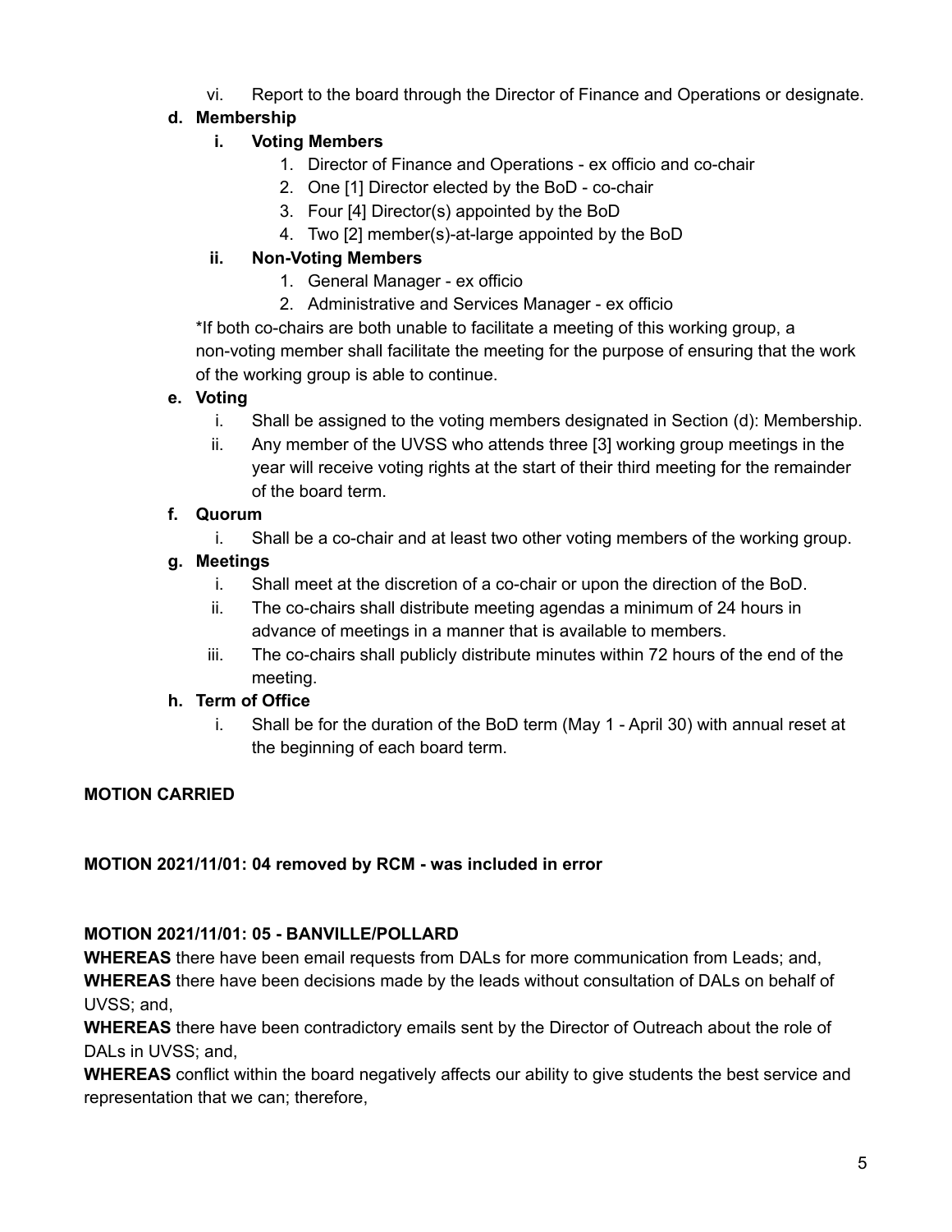vi. Report to the board through the Director of Finance and Operations or designate.

**d. Membership**

**i. Voting Members**

1. Director of Finance and Operations - ex officio and co-chair
2. One [1] Director elected by the BoD - co-chair
3. Four [4] Director(s) appointed by the BoD
4. Two [2] member(s)-at-large appointed by the BoD

**ii. Non-Voting Members**

1. General Manager - ex officio
2. Administrative and Services Manager - ex officio

*If both co-chairs are both unable to facilitate a meeting of this working group, a non-voting member shall facilitate the meeting for the purpose of ensuring that the work of the working group is able to continue.

**e. Voting**

i. Shall be assigned to the voting members designated in Section (d): Membership.

ii. Any member of the UVSS who attends three [3] working group meetings in the year will receive voting rights at the start of their third meeting for the remainder of the board term.

**f. Quorum**

i. Shall be a co-chair and at least two other voting members of the working group.

**g. Meetings**

i. Shall meet at the discretion of a co-chair or upon the direction of the BoD.

ii. The co-chairs shall distribute meeting agendas a minimum of 24 hours in advance of meetings in a manner that is available to members.

iii. The co-chairs shall publicly distribute minutes within 72 hours of the end of the meeting.

**h. Term of Office**

i. Shall be for the duration of the BoD term (May 1 - April 30) with annual reset at the beginning of each board term.

**MOTION CARRIED**

**MOTION 2021/11/01: 04 removed by RCM - was included in error**

**MOTION 2021/11/01: 05 - BANVILLE/POLLARD**

**WHEREAS** there have been email requests from DALs for more communication from Leads; and,
**WHEREAS** there have been decisions made by the leads without consultation of DALs on behalf of UVSS; and,
**WHEREAS** there have been contradictory emails sent by the Director of Outreach about the role of DALs in UVSS; and,
**WHEREAS** conflict within the board negatively affects our ability to give students the best service and representation that we can; therefore,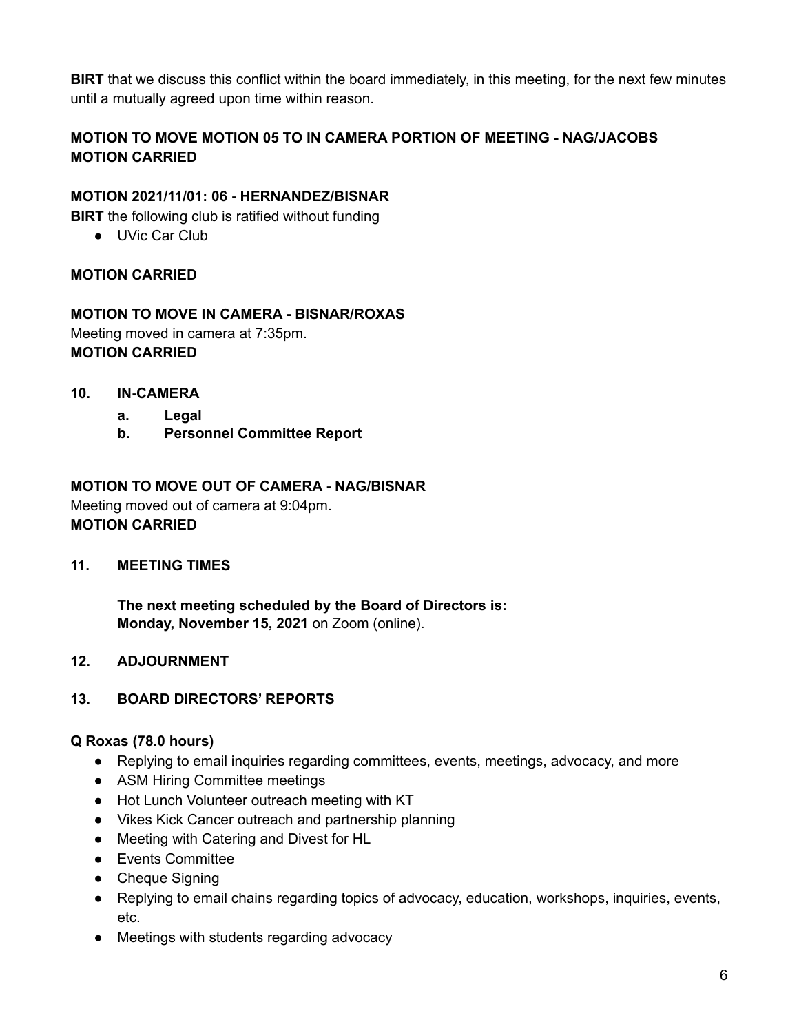**BIRT** that we discuss this conflict within the board immediately, in this meeting, for the next few minutes until a mutually agreed upon time within reason.

**MOTION TO MOVE MOTION 05 TO IN CAMERA PORTION OF MEETING - NAG/JACOBS**
**MOTION CARRIED**

**MOTION 2021/11/01: 06 - HERNANDEZ/BISNAR**
**BIRT** the following club is ratified without funding

- UVic Car Club

**MOTION CARRIED**

**MOTION TO MOVE IN CAMERA - BISNAR/ROXAS**
Meeting moved in camera at 7:35pm.
**MOTION CARRIED**

## 10. IN-CAMERA

**a. Legal**
**b. Personnel Committee Report**

**MOTION TO MOVE OUT OF CAMERA - NAG/BISNAR**
Meeting moved out of camera at 9:04pm.
**MOTION CARRIED**

## 11. MEETING TIMES

**The next meeting scheduled by the Board of Directors is:**
**Monday, November 15, 2021** on Zoom (online).

## 12. ADJOURNMENT

## 13. BOARD DIRECTORS' REPORTS

**Q Roxas (78.0 hours)**

- Replying to email inquiries regarding committees, events, meetings, advocacy, and more
- ASM Hiring Committee meetings
- Hot Lunch Volunteer outreach meeting with KT
- Vikes Kick Cancer outreach and partnership planning
- Meeting with Catering and Divest for HL
- Events Committee
- Cheque Signing
- Replying to email chains regarding topics of advocacy, education, workshops, inquiries, events, etc.
- Meetings with students regarding advocacy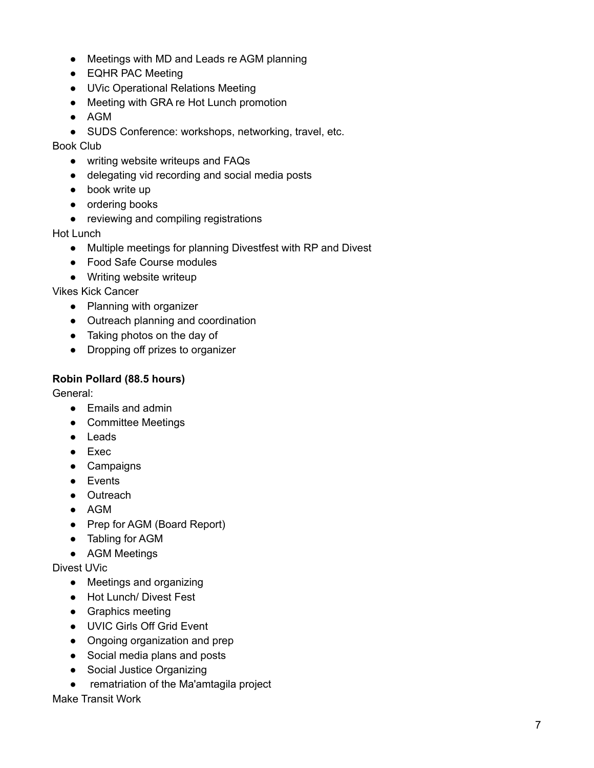- Meetings with MD and Leads re AGM planning
- EQHR PAC Meeting
- UVic Operational Relations Meeting
- Meeting with GRA re Hot Lunch promotion
- AGM
- SUDS Conference: workshops, networking, travel, etc.

Book Club

- writing website writeups and FAQs
- delegating vid recording and social media posts
- book write up
- ordering books
- reviewing and compiling registrations

Hot Lunch

- Multiple meetings for planning Divestfest with RP and Divest
- Food Safe Course modules
- Writing website writeup

Vikes Kick Cancer

- Planning with organizer
- Outreach planning and coordination
- Taking photos on the day of
- Dropping off prizes to organizer

**Robin Pollard (88.5 hours)**

General:

- Emails and admin
- Committee Meetings
- Leads
- Exec
- Campaigns
- Events
- Outreach
- AGM
- Prep for AGM (Board Report)
- Tabling for AGM
- AGM Meetings

Divest UVic

- Meetings and organizing
- Hot Lunch/ Divest Fest
- Graphics meeting
- UVIC Girls Off Grid Event
- Ongoing organization and prep
- Social media plans and posts
- Social Justice Organizing
- rematriation of the Ma'amtagila project

Make Transit Work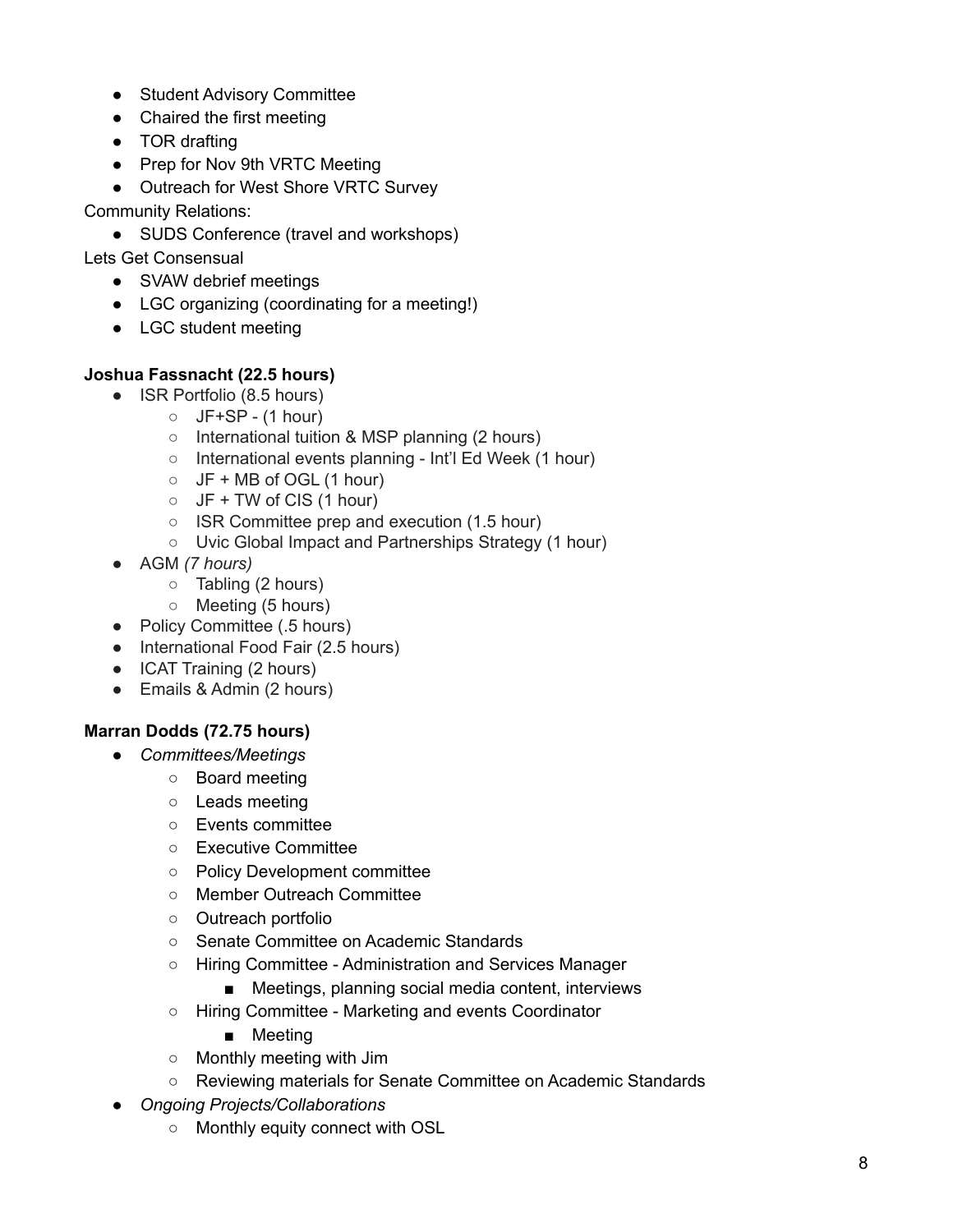- Student Advisory Committee
- Chaired the first meeting
- TOR drafting
- Prep for Nov 9th VRTC Meeting
- Outreach for West Shore VRTC Survey

Community Relations:

- SUDS Conference (travel and workshops)

Lets Get Consensual

- SVAW debrief meetings
- LGC organizing (coordinating for a meeting!)
- LGC student meeting

**Joshua Fassnacht (22.5 hours)**

- ISR Portfolio (8.5 hours)
  - JF+SP - (1 hour)
  - International tuition & MSP planning (2 hours)
  - International events planning - Int'l Ed Week (1 hour)
  - JF + MB of OGL (1 hour)
  - JF + TW of CIS (1 hour)
  - ISR Committee prep and execution (1.5 hour)
  - Uvic Global Impact and Partnerships Strategy (1 hour)
- AGM *(7 hours)*
  - Tabling (2 hours)
  - Meeting (5 hours)
- Policy Committee (.5 hours)
- International Food Fair (2.5 hours)
- ICAT Training (2 hours)
- Emails & Admin (2 hours)

**Marran Dodds (72.75 hours)**

- *Committees/Meetings*
  - Board meeting
  - Leads meeting
  - Events committee
  - Executive Committee
  - Policy Development committee
  - Member Outreach Committee
  - Outreach portfolio
  - Senate Committee on Academic Standards
  - Hiring Committee - Administration and Services Manager
    - Meetings, planning social media content, interviews
  - Hiring Committee - Marketing and events Coordinator
    - Meeting
  - Monthly meeting with Jim
  - Reviewing materials for Senate Committee on Academic Standards
- *Ongoing Projects/Collaborations*
  - Monthly equity connect with OSL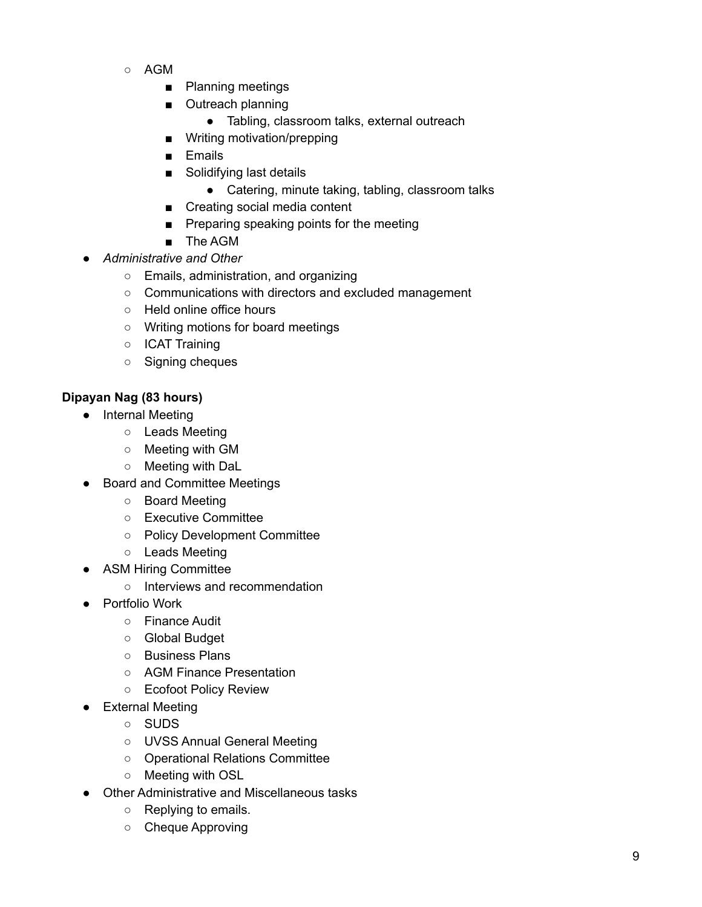- AGM
    - Planning meetings
    - Outreach planning
        - Tabling, classroom talks, external outreach
    - Writing motivation/prepping
    - Emails
    - Solidifying last details
        - Catering, minute taking, tabling, classroom talks
    - Creating social media content
    - Preparing speaking points for the meeting
    - The AGM
- *Administrative and Other*
    - Emails, administration, and organizing
    - Communications with directors and excluded management
    - Held online office hours
    - Writing motions for board meetings
    - ICAT Training
    - Signing cheques

**Dipayan Nag (83 hours)**

- Internal Meeting
    - Leads Meeting
    - Meeting with GM
    - Meeting with DaL
- Board and Committee Meetings
    - Board Meeting
    - Executive Committee
    - Policy Development Committee
    - Leads Meeting
- ASM Hiring Committee
    - Interviews and recommendation
- Portfolio Work
    - Finance Audit
    - Global Budget
    - Business Plans
    - AGM Finance Presentation
    - Ecofoot Policy Review
- External Meeting
    - SUDS
    - UVSS Annual General Meeting
    - Operational Relations Committee
    - Meeting with OSL
- Other Administrative and Miscellaneous tasks
    - Replying to emails.
    - Cheque Approving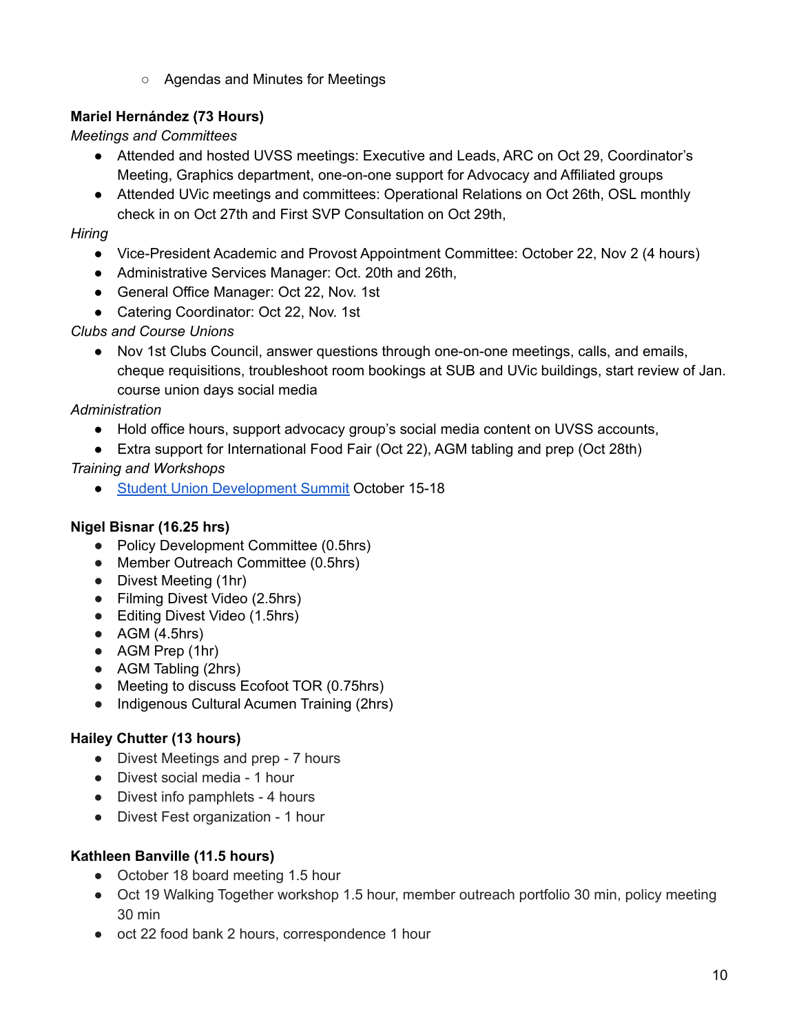- Agendas and Minutes for Meetings

**Mariel Hernández (73 Hours)**

*Meetings and Committees*

- Attended and hosted UVSS meetings: Executive and Leads, ARC on Oct 29, Coordinator's Meeting, Graphics department, one-on-one support for Advocacy and Affiliated groups
- Attended UVic meetings and committees: Operational Relations on Oct 26th, OSL monthly check in on Oct 27th and First SVP Consultation on Oct 29th,

*Hiring*

- Vice-President Academic and Provost Appointment Committee: October 22, Nov 2 (4 hours)
- Administrative Services Manager: Oct. 20th and 26th,
- General Office Manager: Oct 22, Nov. 1st
- Catering Coordinator: Oct 22, Nov. 1st

*Clubs and Course Unions*

- Nov 1st Clubs Council, answer questions through one-on-one meetings, calls, and emails, cheque requisitions, troubleshoot room bookings at SUB and UVic buildings, start review of Jan. course union days social media

*Administration*

- Hold office hours, support advocacy group's social media content on UVSS accounts,
- Extra support for International Food Fair (Oct 22), AGM tabling and prep (Oct 28th)

*Training and Workshops*

- Student Union Development Summit October 15-18

**Nigel Bisnar (16.25 hrs)**

- Policy Development Committee (0.5hrs)
- Member Outreach Committee (0.5hrs)
- Divest Meeting (1hr)
- Filming Divest Video (2.5hrs)
- Editing Divest Video (1.5hrs)
- AGM (4.5hrs)
- AGM Prep (1hr)
- AGM Tabling (2hrs)
- Meeting to discuss Ecofoot TOR (0.75hrs)
- Indigenous Cultural Acumen Training (2hrs)

**Hailey Chutter (13 hours)**

- Divest Meetings and prep - 7 hours
- Divest social media - 1 hour
- Divest info pamphlets - 4 hours
- Divest Fest organization - 1 hour

**Kathleen Banville (11.5 hours)**

- October 18 board meeting 1.5 hour
- Oct 19 Walking Together workshop 1.5 hour, member outreach portfolio 30 min, policy meeting 30 min
- oct 22 food bank 2 hours, correspondence 1 hour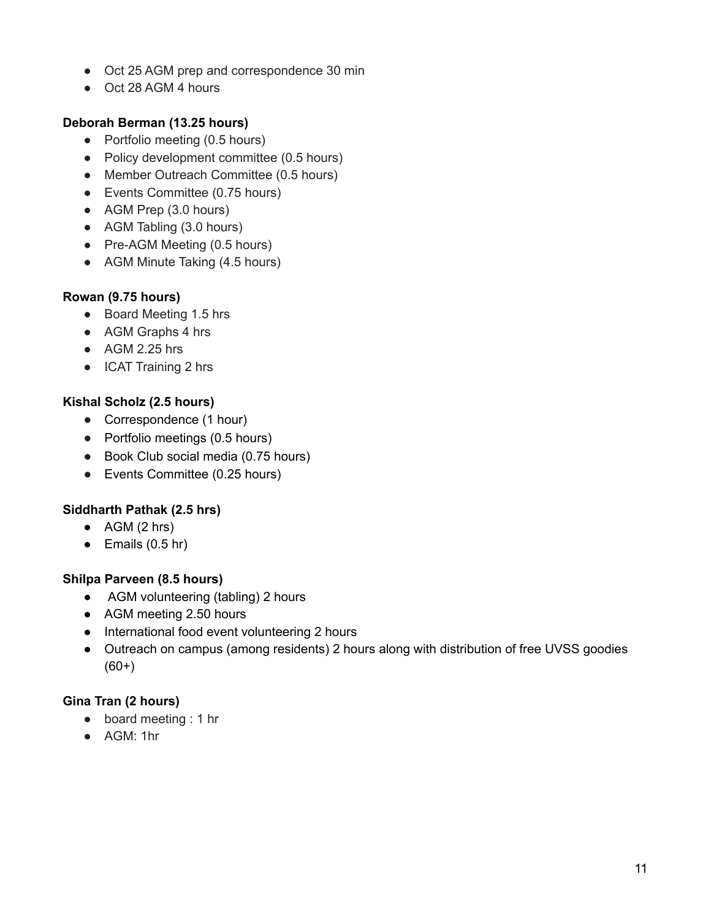- Oct 25 AGM prep and correspondence 30 min
- Oct 28 AGM 4 hours

**Deborah Berman (13.25 hours)**

- Portfolio meeting (0.5 hours)
- Policy development committee (0.5 hours)
- Member Outreach Committee (0.5 hours)
- Events Committee (0.75 hours)
- AGM Prep (3.0 hours)
- AGM Tabling (3.0 hours)
- Pre-AGM Meeting (0.5 hours)
- AGM Minute Taking (4.5 hours)

**Rowan (9.75 hours)**

- Board Meeting 1.5 hrs
- AGM Graphs 4 hrs
- AGM 2.25 hrs
- ICAT Training 2 hrs

**Kishal Scholz (2.5 hours)**

- Correspondence (1 hour)
- Portfolio meetings (0.5 hours)
- Book Club social media (0.75 hours)
- Events Committee (0.25 hours)

**Siddharth Pathak (2.5 hrs)**

- AGM (2 hrs)
- Emails (0.5 hr)

**Shilpa Parveen (8.5 hours)**

- AGM volunteering (tabling) 2 hours
- AGM meeting 2.50 hours
- International food event volunteering 2 hours
- Outreach on campus (among residents) 2 hours along with distribution of free UVSS goodies (60+)

**Gina Tran (2 hours)**

- board meeting : 1 hr
- AGM: 1hr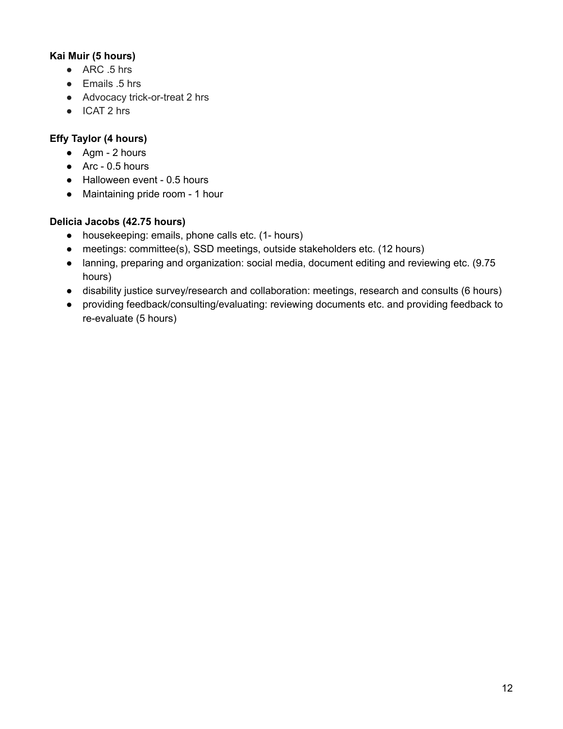**Kai Muir (5 hours)**

- ARC .5 hrs
- Emails .5 hrs
- Advocacy trick-or-treat 2 hrs
- ICAT 2 hrs

**Effy Taylor (4 hours)**

- Agm - 2 hours
- Arc - 0.5 hours
- Halloween event - 0.5 hours
- Maintaining pride room - 1 hour

**Delicia Jacobs (42.75 hours)**

- housekeeping: emails, phone calls etc. (1- hours)
- meetings: committee(s), SSD meetings, outside stakeholders etc. (12 hours)
- lanning, preparing and organization: social media, document editing and reviewing etc. (9.75 hours)
- disability justice survey/research and collaboration: meetings, research and consults (6 hours)
- providing feedback/consulting/evaluating: reviewing documents etc. and providing feedback to re-evaluate (5 hours)